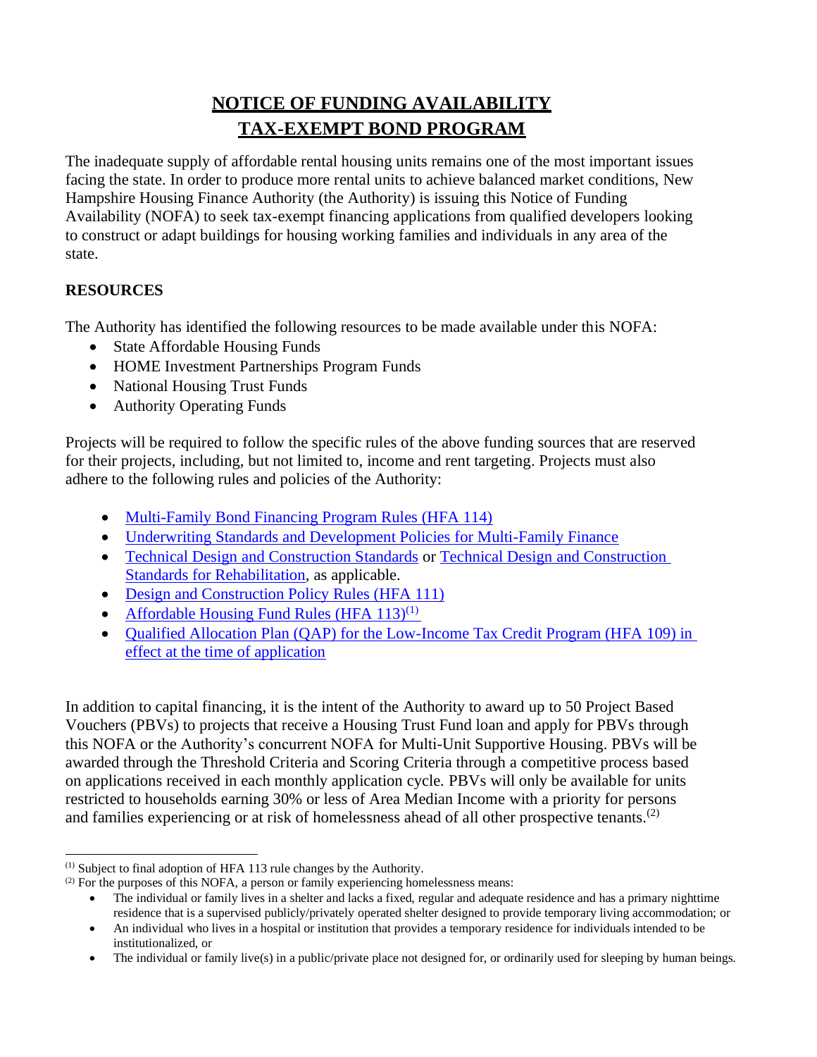# NOTICE OF FUNDING AVAILABILITY
# TAX-EXEMPT BOND PROGRAM

The inadequate supply of affordable rental housing units remains one of the most important issues facing the state. In order to produce more rental units to achieve balanced market conditions, New Hampshire Housing Finance Authority (the Authority) is issuing this Notice of Funding Availability (NOFA) to seek tax-exempt financing applications from qualified developers looking to construct or adapt buildings for housing working families and individuals in any area of the state.

## RESOURCES

The Authority has identified the following resources to be made available under this NOFA:

- State Affordable Housing Funds
- HOME Investment Partnerships Program Funds
- National Housing Trust Funds
- Authority Operating Funds

Projects will be required to follow the specific rules of the above funding sources that are reserved for their projects, including, but not limited to, income and rent targeting. Projects must also adhere to the following rules and policies of the Authority:

- Multi-Family Bond Financing Program Rules (HFA 114)
- Underwriting Standards and Development Policies for Multi-Family Finance
- Technical Design and Construction Standards or Technical Design and Construction Standards for Rehabilitation, as applicable.
- Design and Construction Policy Rules (HFA 111)
- Affordable Housing Fund Rules (HFA 113)[1]
- Qualified Allocation Plan (QAP) for the Low-Income Tax Credit Program (HFA 109) in effect at the time of application

In addition to capital financing, it is the intent of the Authority to award up to 50 Project Based Vouchers (PBVs) to projects that receive a Housing Trust Fund loan and apply for PBVs through this NOFA or the Authority's concurrent NOFA for Multi-Unit Supportive Housing. PBVs will be awarded through the Threshold Criteria and Scoring Criteria through a competitive process based on applications received in each monthly application cycle. PBVs will only be available for units restricted to households earning 30% or less of Area Median Income with a priority for persons and families experiencing or at risk of homelessness ahead of all other prospective tenants.[2]

---

[1] Subject to final adoption of HFA 113 rule changes by the Authority.

[2] For the purposes of this NOFA, a person or family experiencing homelessness means:

- The individual or family lives in a shelter and lacks a fixed, regular and adequate residence and has a primary nighttime residence that is a supervised publicly/privately operated shelter designed to provide temporary living accommodation; or
- An individual who lives in a hospital or institution that provides a temporary residence for individuals intended to be institutionalized, or
- The individual or family live(s) in a public/private place not designed for, or ordinarily used for sleeping by human beings.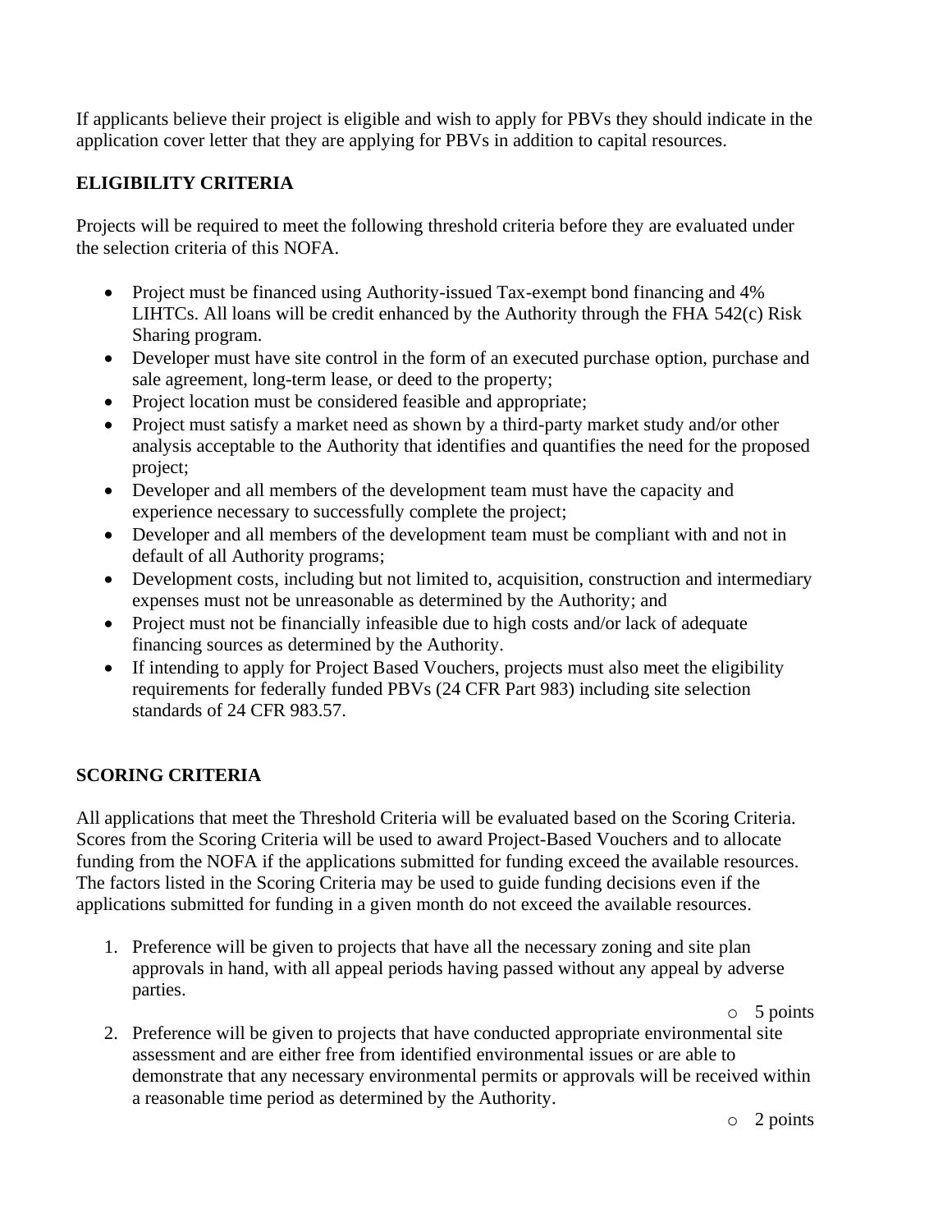If applicants believe their project is eligible and wish to apply for PBVs they should indicate in the application cover letter that they are applying for PBVs in addition to capital resources.

## ELIGIBILITY CRITERIA

Projects will be required to meet the following threshold criteria before they are evaluated under the selection criteria of this NOFA.

- Project must be financed using Authority-issued Tax-exempt bond financing and 4% LIHTCs. All loans will be credit enhanced by the Authority through the FHA 542(c) Risk Sharing program.
- Developer must have site control in the form of an executed purchase option, purchase and sale agreement, long-term lease, or deed to the property;
- Project location must be considered feasible and appropriate;
- Project must satisfy a market need as shown by a third-party market study and/or other analysis acceptable to the Authority that identifies and quantifies the need for the proposed project;
- Developer and all members of the development team must have the capacity and experience necessary to successfully complete the project;
- Developer and all members of the development team must be compliant with and not in default of all Authority programs;
- Development costs, including but not limited to, acquisition, construction and intermediary expenses must not be unreasonable as determined by the Authority; and
- Project must not be financially infeasible due to high costs and/or lack of adequate financing sources as determined by the Authority.
- If intending to apply for Project Based Vouchers, projects must also meet the eligibility requirements for federally funded PBVs (24 CFR Part 983) including site selection standards of 24 CFR 983.57.

## SCORING CRITERIA

All applications that meet the Threshold Criteria will be evaluated based on the Scoring Criteria. Scores from the Scoring Criteria will be used to award Project-Based Vouchers and to allocate funding from the NOFA if the applications submitted for funding exceed the available resources. The factors listed in the Scoring Criteria may be used to guide funding decisions even if the applications submitted for funding in a given month do not exceed the available resources.

1. Preference will be given to projects that have all the necessary zoning and site plan approvals in hand, with all appeal periods having passed without any appeal by adverse parties.
   - 5 points
2. Preference will be given to projects that have conducted appropriate environmental site assessment and are either free from identified environmental issues or are able to demonstrate that any necessary environmental permits or approvals will be received within a reasonable time period as determined by the Authority.
   - 2 points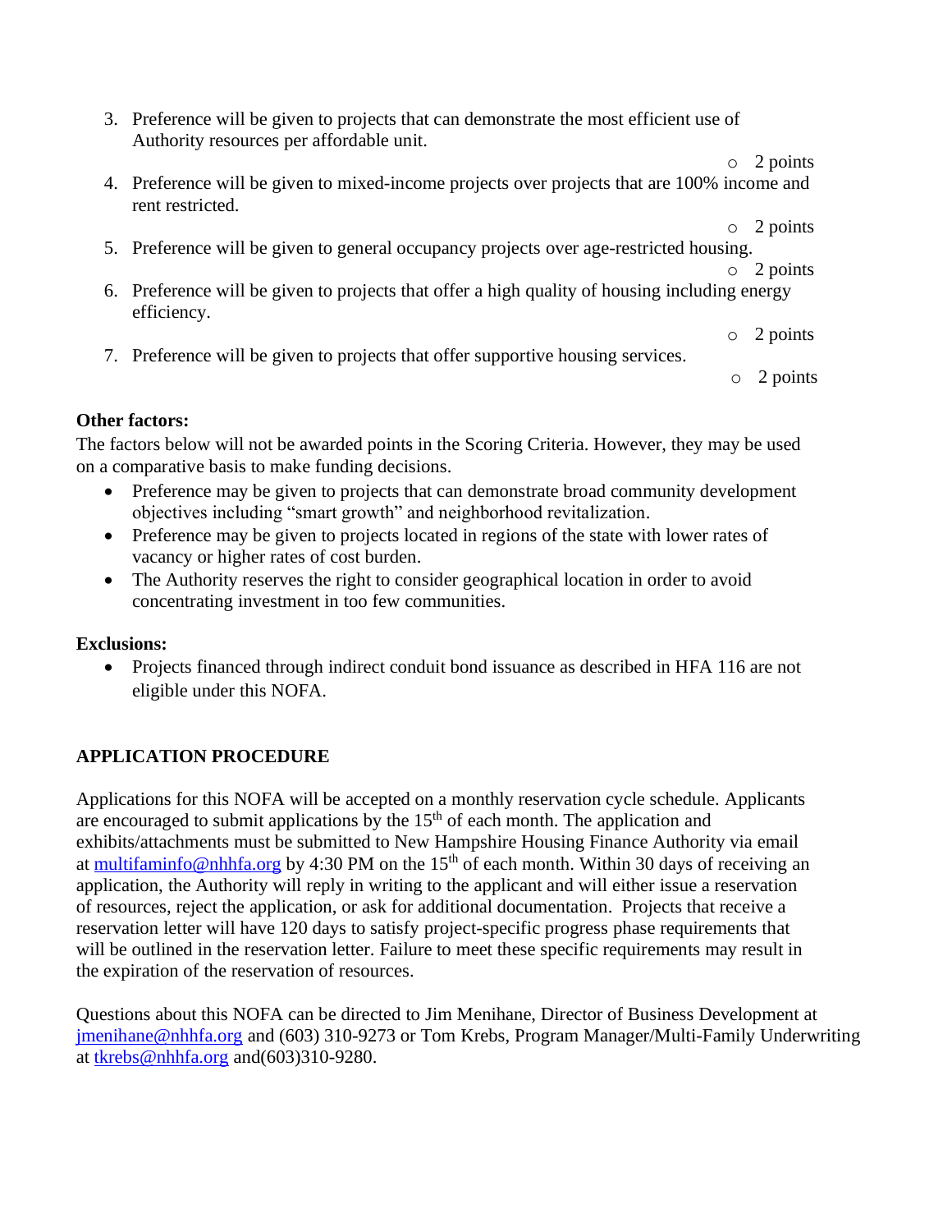3. Preference will be given to projects that can demonstrate the most efficient use of Authority resources per affordable unit.
    - 2 points
4. Preference will be given to mixed-income projects over projects that are 100% income and rent restricted.
    - 2 points
5. Preference will be given to general occupancy projects over age-restricted housing.
    - 2 points
6. Preference will be given to projects that offer a high quality of housing including energy efficiency.
    - 2 points
7. Preference will be given to projects that offer supportive housing services.
    - 2 points

**Other factors:**

The factors below will not be awarded points in the Scoring Criteria. However, they may be used on a comparative basis to make funding decisions.

- Preference may be given to projects that can demonstrate broad community development objectives including "smart growth" and neighborhood revitalization.
- Preference may be given to projects located in regions of the state with lower rates of vacancy or higher rates of cost burden.
- The Authority reserves the right to consider geographical location in order to avoid concentrating investment in too few communities.

**Exclusions:**

- Projects financed through indirect conduit bond issuance as described in HFA 116 are not eligible under this NOFA.

## APPLICATION PROCEDURE

Applications for this NOFA will be accepted on a monthly reservation cycle schedule. Applicants are encouraged to submit applications by the 15th of each month. The application and exhibits/attachments must be submitted to New Hampshire Housing Finance Authority via email at multifaminfo@nhhfa.org by 4:30 PM on the 15th of each month. Within 30 days of receiving an application, the Authority will reply in writing to the applicant and will either issue a reservation of resources, reject the application, or ask for additional documentation. Projects that receive a reservation letter will have 120 days to satisfy project-specific progress phase requirements that will be outlined in the reservation letter. Failure to meet these specific requirements may result in the expiration of the reservation of resources.

Questions about this NOFA can be directed to Jim Menihane, Director of Business Development at jmenihane@nhhfa.org and (603) 310-9273 or Tom Krebs, Program Manager/Multi-Family Underwriting at tkrebs@nhhfa.org and(603)310-9280.